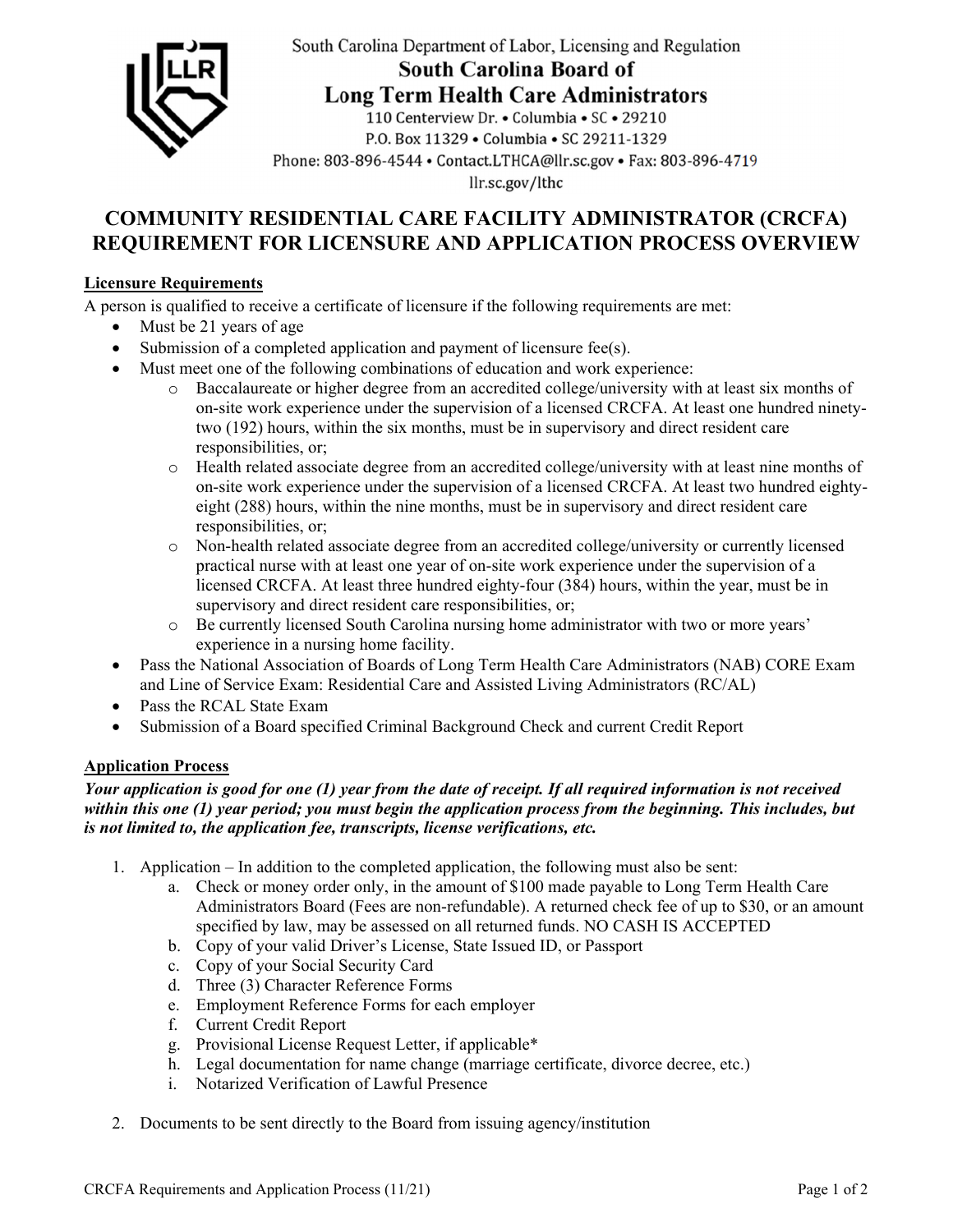South Carolina Department of Labor, Licensing and Regulation

**South Carolina Board of Long Term Health Care Administrators**

110 Centerview Dr. • Columbia • SC • 29210
P.O. Box 11329 • Columbia • SC 29211-1329
Phone: 803-896-4544 • Contact.LTHCA@llr.sc.gov • Fax: 803-896-4719
llr.sc.gov/lthc

# COMMUNITY RESIDENTIAL CARE FACILITY ADMINISTRATOR (CRCFA) REQUIREMENT FOR LICENSURE AND APPLICATION PROCESS OVERVIEW

## Licensure Requirements

A person is qualified to receive a certificate of licensure if the following requirements are met:

- Must be 21 years of age
- Submission of a completed application and payment of licensure fee(s).
- Must meet one of the following combinations of education and work experience:
  - Baccalaureate or higher degree from an accredited college/university with at least six months of on-site work experience under the supervision of a licensed CRCFA. At least one hundred ninety-two (192) hours, within the six months, must be in supervisory and direct resident care responsibilities, or;
  - Health related associate degree from an accredited college/university with at least nine months of on-site work experience under the supervision of a licensed CRCFA. At least two hundred eighty-eight (288) hours, within the nine months, must be in supervisory and direct resident care responsibilities, or;
  - Non-health related associate degree from an accredited college/university or currently licensed practical nurse with at least one year of on-site work experience under the supervision of a licensed CRCFA. At least three hundred eighty-four (384) hours, within the year, must be in supervisory and direct resident care responsibilities, or;
  - Be currently licensed South Carolina nursing home administrator with two or more years' experience in a nursing home facility.
- Pass the National Association of Boards of Long Term Health Care Administrators (NAB) CORE Exam and Line of Service Exam: Residential Care and Assisted Living Administrators (RC/AL)
- Pass the RCAL State Exam
- Submission of a Board specified Criminal Background Check and current Credit Report

## Application Process

***Your application is good for one (1) year from the date of receipt. If all required information is not received within this one (1) year period; you must begin the application process from the beginning. This includes, but is not limited to, the application fee, transcripts, license verifications, etc.***

1. Application – In addition to the completed application, the following must also be sent:
   a. Check or money order only, in the amount of $100 made payable to Long Term Health Care Administrators Board (Fees are non-refundable). A returned check fee of up to $30, or an amount specified by law, may be assessed on all returned funds. NO CASH IS ACCEPTED
   b. Copy of your valid Driver's License, State Issued ID, or Passport
   c. Copy of your Social Security Card
   d. Three (3) Character Reference Forms
   e. Employment Reference Forms for each employer
   f. Current Credit Report
   g. Provisional License Request Letter, if applicable*
   h. Legal documentation for name change (marriage certificate, divorce decree, etc.)
   i. Notarized Verification of Lawful Presence

2. Documents to be sent directly to the Board from issuing agency/institution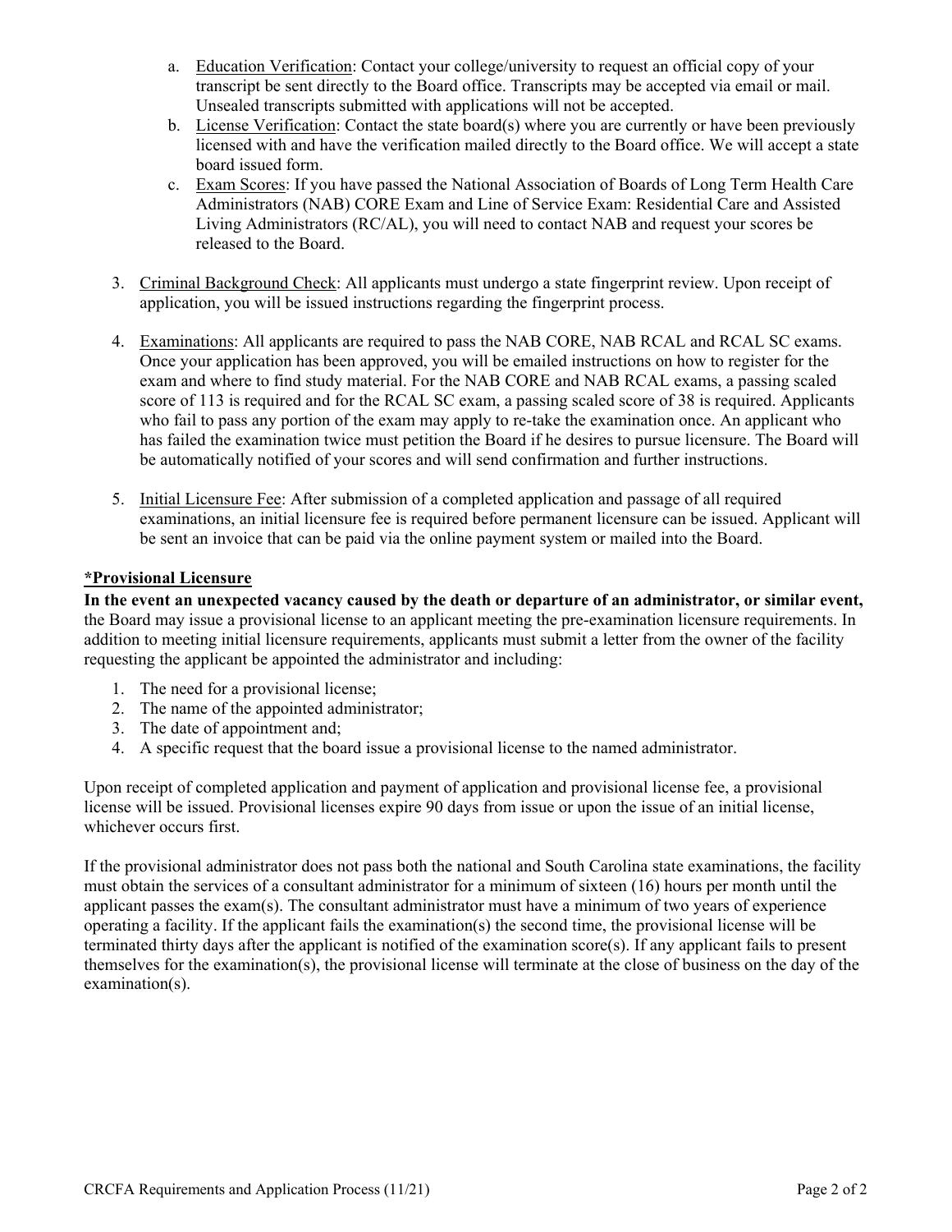a. Education Verification: Contact your college/university to request an official copy of your transcript be sent directly to the Board office. Transcripts may be accepted via email or mail. Unsealed transcripts submitted with applications will not be accepted.
b. License Verification: Contact the state board(s) where you are currently or have been previously licensed with and have the verification mailed directly to the Board office. We will accept a state board issued form.
c. Exam Scores: If you have passed the National Association of Boards of Long Term Health Care Administrators (NAB) CORE Exam and Line of Service Exam: Residential Care and Assisted Living Administrators (RC/AL), you will need to contact NAB and request your scores be released to the Board.

3. Criminal Background Check: All applicants must undergo a state fingerprint review. Upon receipt of application, you will be issued instructions regarding the fingerprint process.

4. Examinations: All applicants are required to pass the NAB CORE, NAB RCAL and RCAL SC exams. Once your application has been approved, you will be emailed instructions on how to register for the exam and where to find study material. For the NAB CORE and NAB RCAL exams, a passing scaled score of 113 is required and for the RCAL SC exam, a passing scaled score of 38 is required. Applicants who fail to pass any portion of the exam may apply to re-take the examination once. An applicant who has failed the examination twice must petition the Board if he desires to pursue licensure. The Board will be automatically notified of your scores and will send confirmation and further instructions.

5. Initial Licensure Fee: After submission of a completed application and passage of all required examinations, an initial licensure fee is required before permanent licensure can be issued. Applicant will be sent an invoice that can be paid via the online payment system or mailed into the Board.

**\*Provisional Licensure**

**In the event an unexpected vacancy caused by the death or departure of an administrator, or similar event,** the Board may issue a provisional license to an applicant meeting the pre-examination licensure requirements. In addition to meeting initial licensure requirements, applicants must submit a letter from the owner of the facility requesting the applicant be appointed the administrator and including:

1. The need for a provisional license;
2. The name of the appointed administrator;
3. The date of appointment and;
4. A specific request that the board issue a provisional license to the named administrator.

Upon receipt of completed application and payment of application and provisional license fee, a provisional license will be issued. Provisional licenses expire 90 days from issue or upon the issue of an initial license, whichever occurs first.

If the provisional administrator does not pass both the national and South Carolina state examinations, the facility must obtain the services of a consultant administrator for a minimum of sixteen (16) hours per month until the applicant passes the exam(s). The consultant administrator must have a minimum of two years of experience operating a facility. If the applicant fails the examination(s) the second time, the provisional license will be terminated thirty days after the applicant is notified of the examination score(s). If any applicant fails to present themselves for the examination(s), the provisional license will terminate at the close of business on the day of the examination(s).